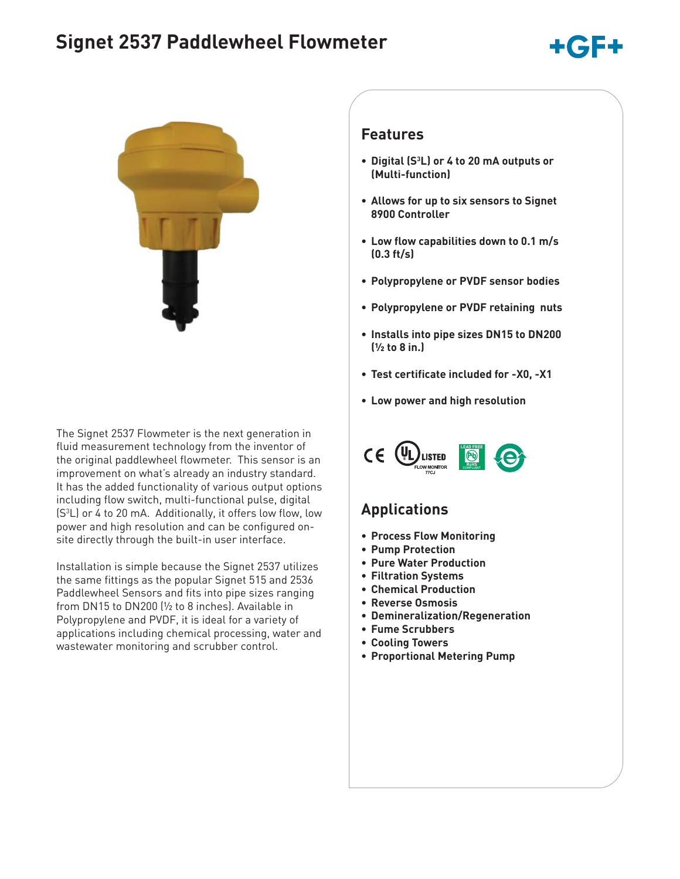# Signet 2537 Paddlewheel Flowmeter

The Signet 2537 Flowmeter is the next generation in fluid measurement technology from the inventor of the original paddlewheel flowmeter. This sensor is an improvement on what's already an industry standard. It has the added functionality of various output options including flow switch, multi-functional pulse, digital (S³L) or 4 to 20 mA. Additionally, it offers low flow, low power and high resolution and can be configured on-site directly through the built-in user interface.

Installation is simple because the Signet 2537 utilizes the same fittings as the popular Signet 515 and 2536 Paddlewheel Sensors and fits into pipe sizes ranging from DN15 to DN200 (½ to 8 inches). Available in Polypropylene and PVDF, it is ideal for a variety of applications including chemical processing, water and wastewater monitoring and scrubber control.

## Features

- **Digital (S³L) or 4 to 20 mA outputs or (Multi-function)**
- **Allows for up to six sensors to Signet 8900 Controller**
- **Low flow capabilities down to 0.1 m/s (0.3 ft/s)**
- **Polypropylene or PVDF sensor bodies**
- **Polypropylene or PVDF retaining nuts**
- **Installs into pipe sizes DN15 to DN200 (½ to 8 in.)**
- **Test certificate included for -X0, -X1**
- **Low power and high resolution**

CE UL LISTED FLOW MONITOR 77CJ LEAD FREE RoHS COMPLIANT

## Applications

- **Process Flow Monitoring**
- **Pump Protection**
- **Pure Water Production**
- **Filtration Systems**
- **Chemical Production**
- **Reverse Osmosis**
- **Demineralization/Regeneration**
- **Fume Scrubbers**
- **Cooling Towers**
- **Proportional Metering Pump**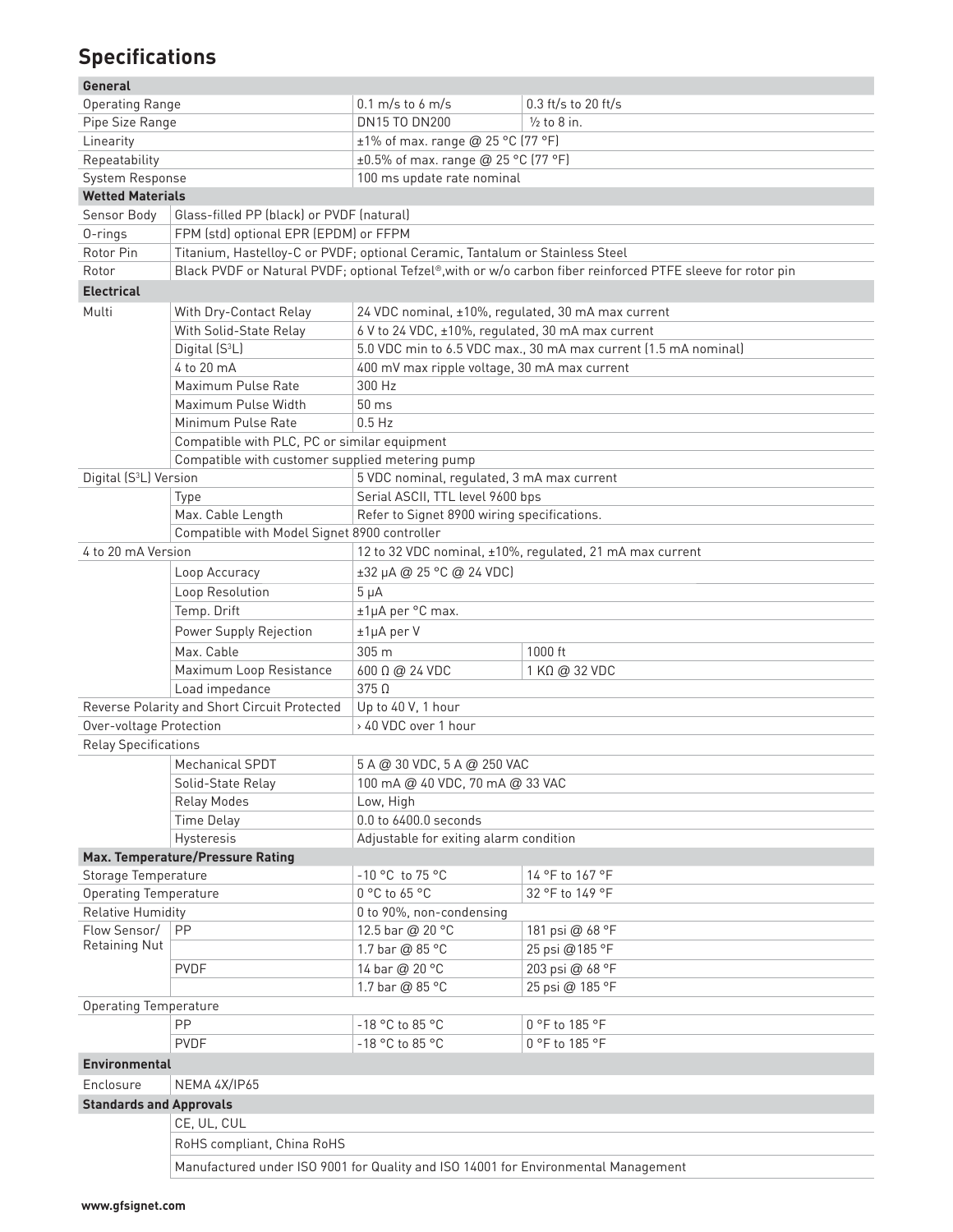## Specifications

| | | | |
|---|---|---|---|
| **General** | | | |
| Operating Range | | 0.1 m/s to 6 m/s | 0.3 ft/s to 20 ft/s |
| Pipe Size Range | | DN15 TO DN200 | ½ to 8 in. |
| Linearity | | ±1% of max. range @ 25 °C (77 °F) | |
| Repeatability | | ±0.5% of max. range @ 25 °C (77 °F) | |
| System Response | | 100 ms update rate nominal | |
| **Wetted Materials** | | | |
| Sensor Body | Glass-filled PP (black) or PVDF (natural) | | |
| O-rings | FPM (std) optional EPR (EPDM) or FFPM | | |
| Rotor Pin | Titanium, Hastelloy-C or PVDF; optional Ceramic, Tantalum or Stainless Steel | | |
| Rotor | Black PVDF or Natural PVDF; optional Tefzel®,with or w/o carbon fiber reinforced PTFE sleeve for rotor pin | | |
| **Electrical** | | | |
| Multi | With Dry-Contact Relay | 24 VDC nominal, ±10%, regulated, 30 mA max current | |
| | With Solid-State Relay | 6 V to 24 VDC, ±10%, regulated, 30 mA max current | |
| | Digital ($S^3L$) | 5.0 VDC min to 6.5 VDC max., 30 mA max current (1.5 mA nominal) | |
| | 4 to 20 mA | 400 mV max ripple voltage, 30 mA max current | |
| | Maximum Pulse Rate | 300 Hz | |
| | Maximum Pulse Width | 50 ms | |
| | Minimum Pulse Rate | 0.5 Hz | |
| | Compatible with PLC, PC or similar equipment | | |
| | Compatible with customer supplied metering pump | | |
| Digital ($S^3L$) Version | | 5 VDC nominal, regulated, 3 mA max current | |
| | Type | Serial ASCII, TTL level 9600 bps | |
| | Max. Cable Length | Refer to Signet 8900 wiring specifications. | |
| | Compatible with Model Signet 8900 controller | | |
| 4 to 20 mA Version | | 12 to 32 VDC nominal, ±10%, regulated, 21 mA max current | |
| | Loop Accuracy | ±32 μA @ 25 °C @ 24 VDC) | |
| | Loop Resolution | 5 μA | |
| | Temp. Drift | ±1μA per °C max. | |
| | Power Supply Rejection | ±1μA per V | |
| | Max. Cable | 305 m | 1000 ft |
| | Maximum Loop Resistance | 600 Ω @ 24 VDC | 1 KΩ @ 32 VDC |
| | Load impedance | 375 Ω | |
| Reverse Polarity and Short Circuit Protected | | Up to 40 V, 1 hour | |
| Over-voltage Protection | | › 40 VDC over 1 hour | |
| Relay Specifications | | | |
| | Mechanical SPDT | 5 A @ 30 VDC, 5 A @ 250 VAC | |
| | Solid-State Relay | 100 mA @ 40 VDC, 70 mA @ 33 VAC | |
| | Relay Modes | Low, High | |
| | Time Delay | 0.0 to 6400.0 seconds | |
| | Hysteresis | Adjustable for exiting alarm condition | |
| **Max. Temperature/Pressure Rating** | | | |
| Storage Temperature | | -10 °C to 75 °C | 14 °F to 167 °F |
| Operating Temperature | | 0 °C to 65 °C | 32 °F to 149 °F |
| Relative Humidity | | 0 to 90%, non-condensing | |
| Flow Sensor/ Retaining Nut | PP | 12.5 bar @ 20 °C | 181 psi @ 68 °F |
| | | 1.7 bar @ 85 °C | 25 psi @185 °F |
| | PVDF | 14 bar @ 20 °C | 203 psi @ 68 °F |
| | | 1.7 bar @ 85 °C | 25 psi @ 185 °F |
| Operating Temperature | | | |
| | PP | -18 °C to 85 °C | 0 °F to 185 °F |
| | PVDF | -18 °C to 85 °C | 0 °F to 185 °F |
| **Environmental** | | | |
| Enclosure | NEMA 4X/IP65 | | |
| **Standards and Approvals** | | | |
| | CE, UL, CUL | | |
| | RoHS compliant, China RoHS | | |
| | Manufactured under ISO 9001 for Quality and ISO 14001 for Environmental Management | | |

www.gfsignet.com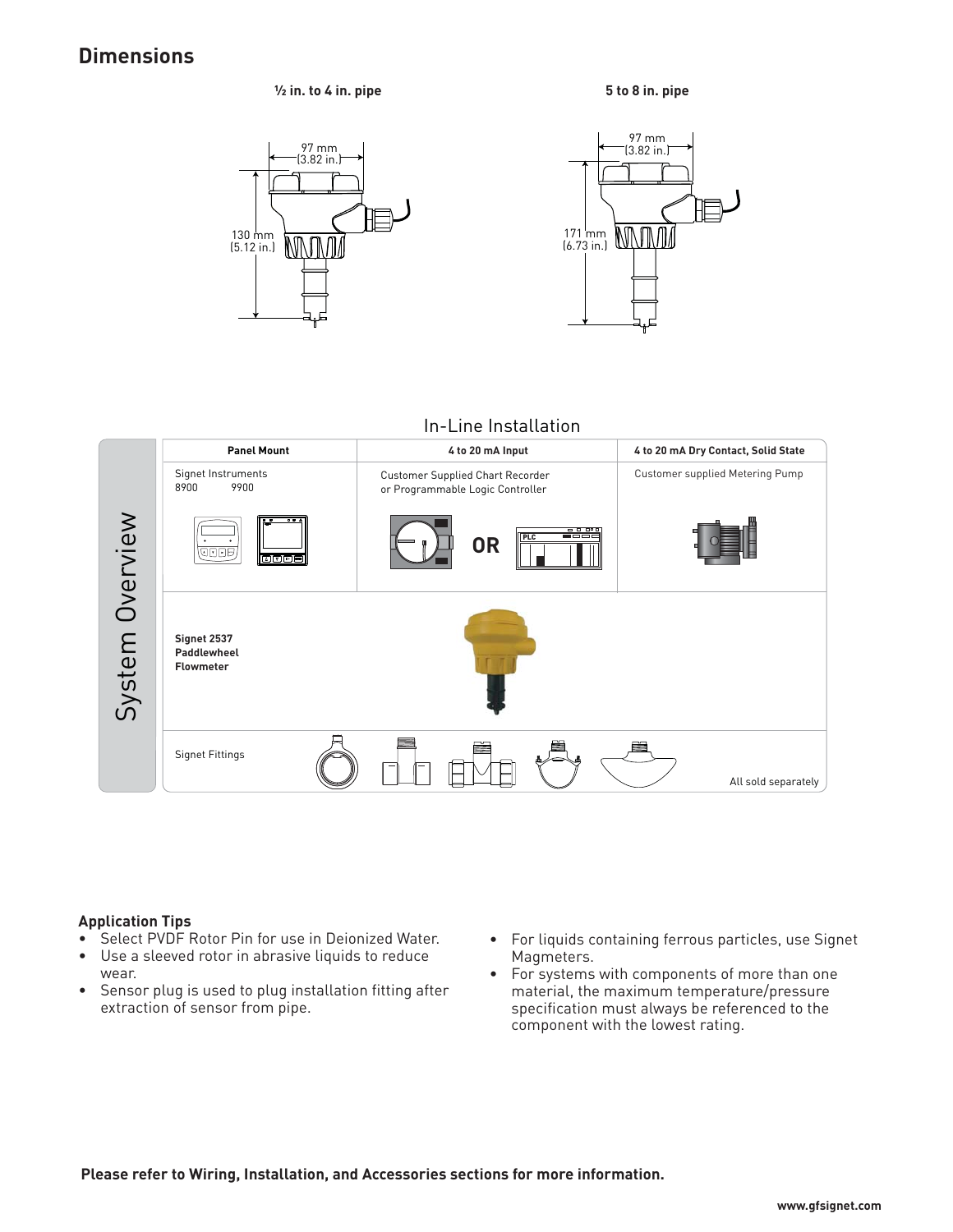## Dimensions

**½ in. to 4 in. pipe**

97 mm (3.82 in.)

130 mm (5.12 in.)

**5 to 8 in. pipe**

97 mm (3.82 in.)

171 mm (6.73 in.)

### In-Line Installation

**System Overview**

| Panel Mount | 4 to 20 mA Input | 4 to 20 mA Dry Contact, Solid State |
|---|---|---|
| Signet Instruments 8900 9900 | Customer Supplied Chart Recorder or Programmable Logic Controller | Customer supplied Metering Pump |

OR

Signet 2537 Paddlewheel Flowmeter

Signet Fittings

All sold separately

**Application Tips**

- Select PVDF Rotor Pin for use in Deionized Water.
- Use a sleeved rotor in abrasive liquids to reduce wear.
- Sensor plug is used to plug installation fitting after extraction of sensor from pipe.
- For liquids containing ferrous particles, use Signet Magmeters.
- For systems with components of more than one material, the maximum temperature/pressure specification must always be referenced to the component with the lowest rating.

**Please refer to Wiring, Installation, and Accessories sections for more information.**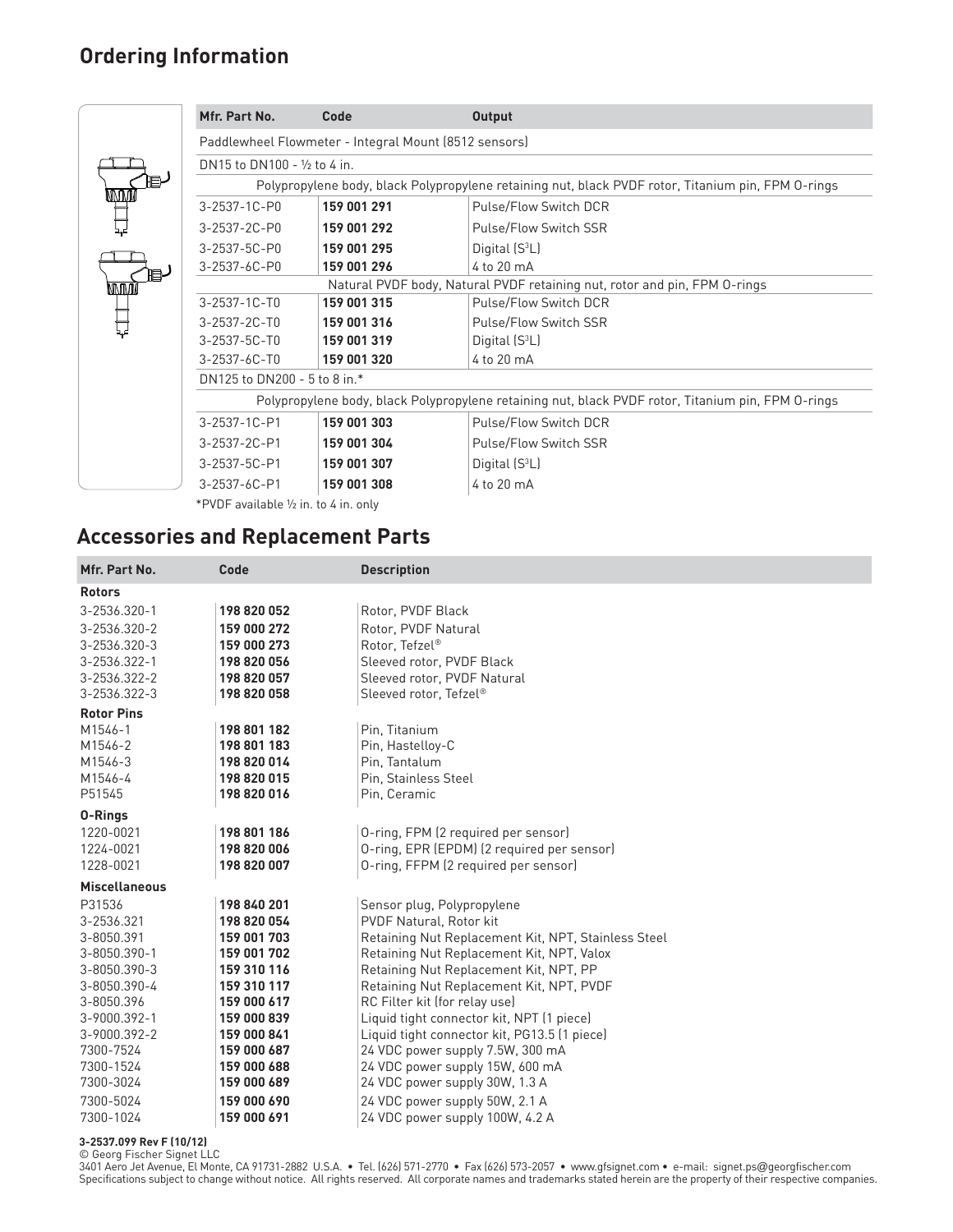## Ordering Information

| Mfr. Part No. | Code | Output |
|---|---|---|
| Paddlewheel Flowmeter - Integral Mount (8512 sensors) | | |
| DN15 to DN100 - ½ to 4 in. | | |
| Polypropylene body, black Polypropylene retaining nut, black PVDF rotor, Titanium pin, FPM O-rings | | |
| 3-2537-1C-P0 | **159 001 291** | Pulse/Flow Switch DCR |
| 3-2537-2C-P0 | **159 001 292** | Pulse/Flow Switch SSR |
| 3-2537-5C-P0 | **159 001 295** | Digital ($S^3L$) |
| 3-2537-6C-P0 | **159 001 296** | 4 to 20 mA |
| Natural PVDF body, Natural PVDF retaining nut, rotor and pin, FPM O-rings | | |
| 3-2537-1C-T0 | **159 001 315** | Pulse/Flow Switch DCR |
| 3-2537-2C-T0 | **159 001 316** | Pulse/Flow Switch SSR |
| 3-2537-5C-T0 | **159 001 319** | Digital ($S^3L$) |
| 3-2537-6C-T0 | **159 001 320** | 4 to 20 mA |
| DN125 to DN200 - 5 to 8 in.* | | |
| Polypropylene body, black Polypropylene retaining nut, black PVDF rotor, Titanium pin, FPM O-rings | | |
| 3-2537-1C-P1 | **159 001 303** | Pulse/Flow Switch DCR |
| 3-2537-2C-P1 | **159 001 304** | Pulse/Flow Switch SSR |
| 3-2537-5C-P1 | **159 001 307** | Digital ($S^3L$) |
| 3-2537-6C-P1 | **159 001 308** | 4 to 20 mA |

*PVDF available ½ in. to 4 in. only

## Accessories and Replacement Parts

| Mfr. Part No. | Code | Description |
|---|---|---|
| **Rotors** | | |
| 3-2536.320-1 | **198 820 052** | Rotor, PVDF Black |
| 3-2536.320-2 | **159 000 272** | Rotor, PVDF Natural |
| 3-2536.320-3 | **159 000 273** | Rotor, Tefzel® |
| 3-2536.322-1 | **198 820 056** | Sleeved rotor, PVDF Black |
| 3-2536.322-2 | **198 820 057** | Sleeved rotor, PVDF Natural |
| 3-2536.322-3 | **198 820 058** | Sleeved rotor, Tefzel® |
| **Rotor Pins** | | |
| M1546-1 | **198 801 182** | Pin, Titanium |
| M1546-2 | **198 801 183** | Pin, Hastelloy-C |
| M1546-3 | **198 820 014** | Pin, Tantalum |
| M1546-4 | **198 820 015** | Pin, Stainless Steel |
| P51545 | **198 820 016** | Pin, Ceramic |
| **O-Rings** | | |
| 1220-0021 | **198 801 186** | O-ring, FPM (2 required per sensor) |
| 1224-0021 | **198 820 006** | O-ring, EPR (EPDM) (2 required per sensor) |
| 1228-0021 | **198 820 007** | O-ring, FFPM (2 required per sensor) |
| **Miscellaneous** | | |
| P31536 | **198 840 201** | Sensor plug, Polypropylene |
| 3-2536.321 | **198 820 054** | PVDF Natural, Rotor kit |
| 3-8050.391 | **159 001 703** | Retaining Nut Replacement Kit, NPT, Stainless Steel |
| 3-8050.390-1 | **159 001 702** | Retaining Nut Replacement Kit, NPT, Valox |
| 3-8050.390-3 | **159 310 116** | Retaining Nut Replacement Kit, NPT, PP |
| 3-8050.390-4 | **159 310 117** | Retaining Nut Replacement Kit, NPT, PVDF |
| 3-8050.396 | **159 000 617** | RC Filter kit (for relay use) |
| 3-9000.392-1 | **159 000 839** | Liquid tight connector kit, NPT (1 piece) |
| 3-9000.392-2 | **159 000 841** | Liquid tight connector kit, PG13.5 (1 piece) |
| 7300-7524 | **159 000 687** | 24 VDC power supply 7.5W, 300 mA |
| 7300-1524 | **159 000 688** | 24 VDC power supply 15W, 600 mA |
| 7300-3024 | **159 000 689** | 24 VDC power supply 30W, 1.3 A |
| 7300-5024 | **159 000 690** | 24 VDC power supply 50W, 2.1 A |
| 7300-1024 | **159 000 691** | 24 VDC power supply 100W, 4.2 A |

**3-2537.099 Rev F (10/12)**
© Georg Fischer Signet LLC
3401 Aero Jet Avenue, El Monte, CA 91731-2882 U.S.A. • Tel. (626) 571-2770 • Fax (626) 573-2057 • www.gfsignet.com • e-mail: signet.ps@georgfischer.com
Specifications subject to change without notice. All rights reserved. All corporate names and trademarks stated herein are the property of their respective companies.